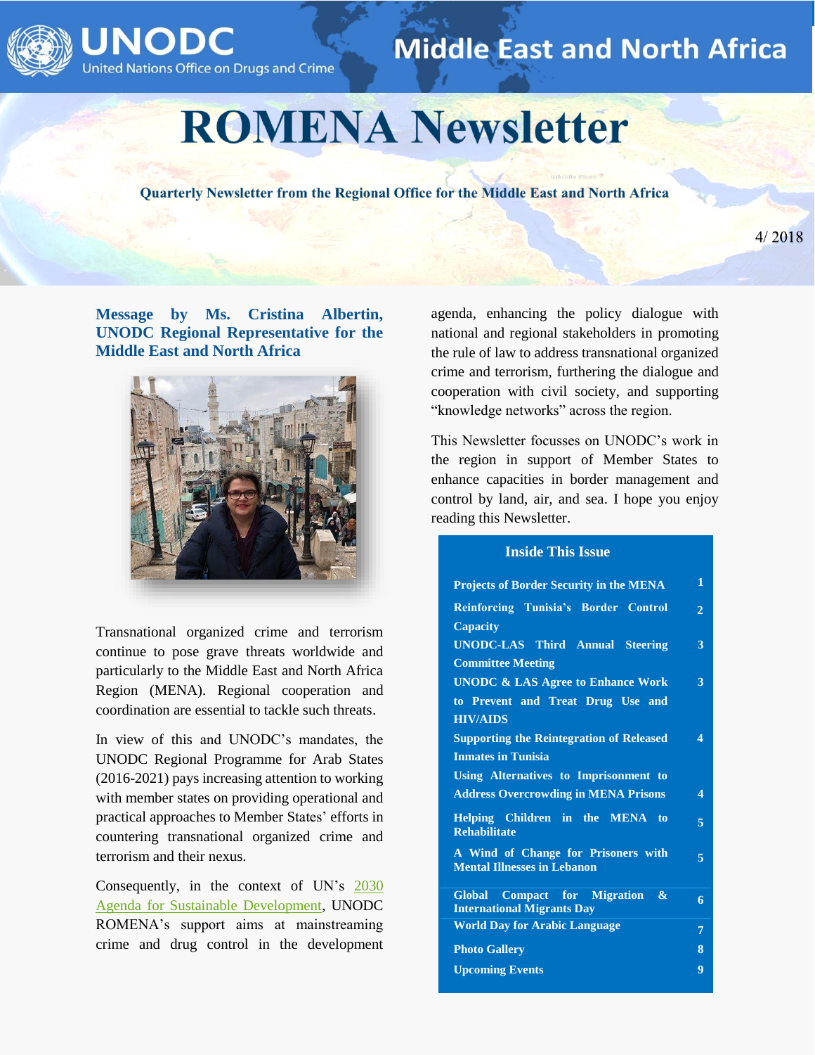UNODC
United Nations Office on Drugs and Crime

Middle East and North Africa

# ROMENA Newsletter

**Quarterly Newsletter from the Regional Office for the Middle East and North Africa**

4/ 2018

## Message by Ms. Cristina Albertin, UNODC Regional Representative for the Middle East and North Africa

Transnational organized crime and terrorism continue to pose grave threats worldwide and particularly to the Middle East and North Africa Region (MENA). Regional cooperation and coordination are essential to tackle such threats.

In view of this and UNODC's mandates, the UNODC Regional Programme for Arab States (2016-2021) pays increasing attention to working with member states on providing operational and practical approaches to Member States' efforts in countering transnational organized crime and terrorism and their nexus.

Consequently, in the context of UN's 2030 Agenda for Sustainable Development, UNODC ROMENA's support aims at mainstreaming crime and drug control in the development agenda, enhancing the policy dialogue with national and regional stakeholders in promoting the rule of law to address transnational organized crime and terrorism, furthering the dialogue and cooperation with civil society, and supporting "knowledge networks" across the region.

This Newsletter focusses on UNODC's work in the region in support of Member States to enhance capacities in border management and control by land, air, and sea. I hope you enjoy reading this Newsletter.

### Inside This Issue

| | |
|---|---|
| **Projects of Border Security in the MENA** | **1** |
| **Reinforcing Tunisia's Border Control Capacity** | **2** |
| **UNODC-LAS Third Annual Steering Committee Meeting** | **3** |
| **UNODC & LAS Agree to Enhance Work to Prevent and Treat Drug Use and HIV/AIDS** | **3** |
| **Supporting the Reintegration of Released Inmates in Tunisia** | **4** |
| **Using Alternatives to Imprisonment to Address Overcrowding in MENA Prisons** | **4** |
| **Helping Children in the MENA to Rehabilitate** | **5** |
| **A Wind of Change for Prisoners with Mental Illnesses in Lebanon** | **5** |
| **Global Compact for Migration & International Migrants Day** | **6** |
| **World Day for Arabic Language** | **7** |
| **Photo Gallery** | **8** |
| **Upcoming Events** | **9** |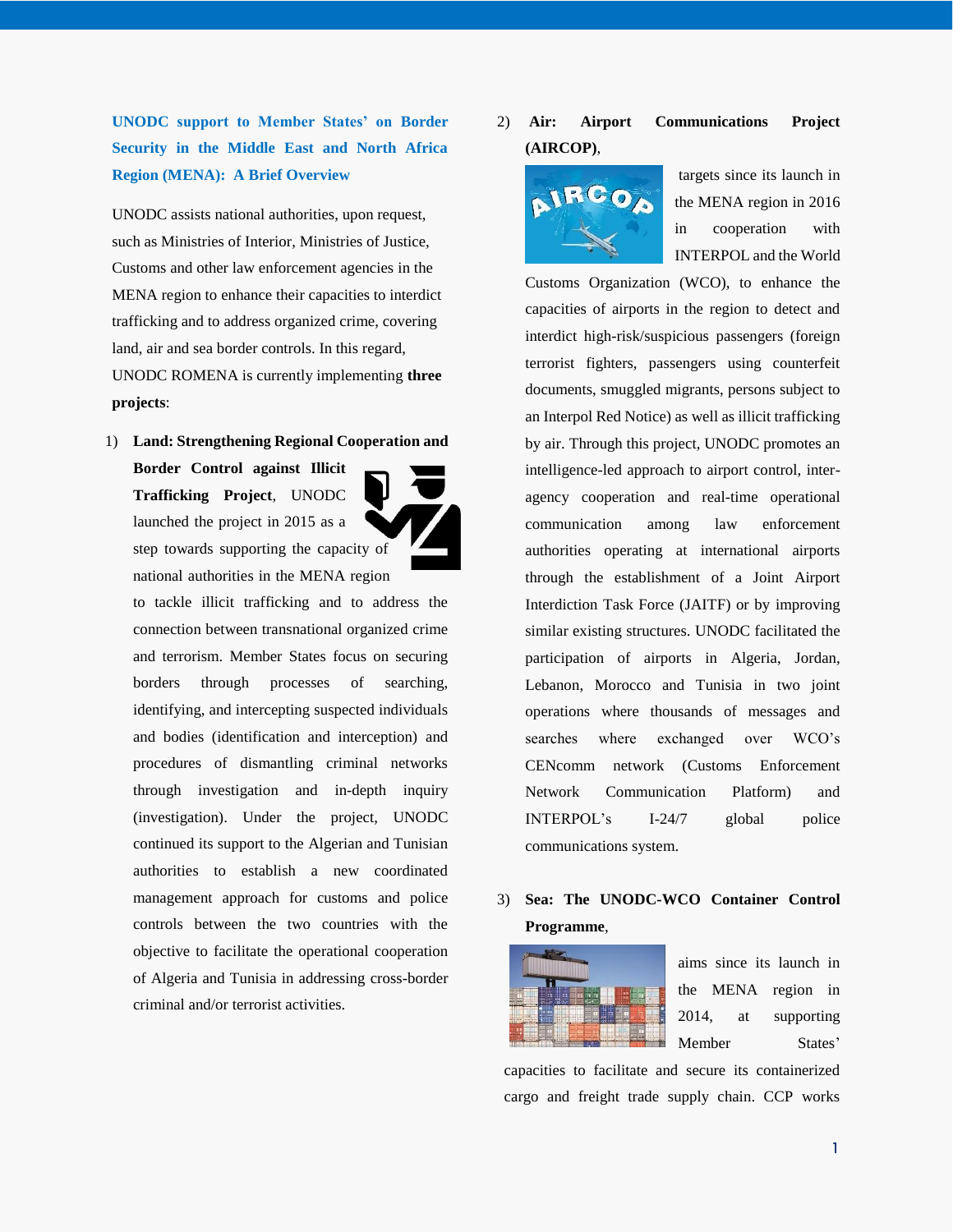## UNODC support to Member States' on Border Security in the Middle East and North Africa Region (MENA): A Brief Overview

UNODC assists national authorities, upon request, such as Ministries of Interior, Ministries of Justice, Customs and other law enforcement agencies in the MENA region to enhance their capacities to interdict trafficking and to address organized crime, covering land, air and sea border controls. In this regard, UNODC ROMENA is currently implementing **three projects**:

1) **Land: Strengthening Regional Cooperation and Border Control against Illicit Trafficking Project**, UNODC launched the project in 2015 as a step towards supporting the capacity of national authorities in the MENA region to tackle illicit trafficking and to address the connection between transnational organized crime and terrorism. Member States focus on securing borders through processes of searching, identifying, and intercepting suspected individuals and bodies (identification and interception) and procedures of dismantling criminal networks through investigation and in-depth inquiry (investigation). Under the project, UNODC continued its support to the Algerian and Tunisian authorities to establish a new coordinated management approach for customs and police controls between the two countries with the objective to facilitate the operational cooperation of Algeria and Tunisia in addressing cross-border criminal and/or terrorist activities.

2) **Air: Airport Communications Project (AIRCOP)**, targets since its launch in the MENA region in 2016 in cooperation with INTERPOL and the World Customs Organization (WCO), to enhance the capacities of airports in the region to detect and interdict high-risk/suspicious passengers (foreign terrorist fighters, passengers using counterfeit documents, smuggled migrants, persons subject to an Interpol Red Notice) as well as illicit trafficking by air. Through this project, UNODC promotes an intelligence-led approach to airport control, inter-agency cooperation and real-time operational communication among law enforcement authorities operating at international airports through the establishment of a Joint Airport Interdiction Task Force (JAITF) or by improving similar existing structures. UNODC facilitated the participation of airports in Algeria, Jordan, Lebanon, Morocco and Tunisia in two joint operations where thousands of messages and searches where exchanged over WCO's CENcomm network (Customs Enforcement Network Communication Platform) and INTERPOL's I-24/7 global police communications system.

3) **Sea: The UNODC-WCO Container Control Programme**, aims since its launch in the MENA region in 2014, at supporting Member States' capacities to facilitate and secure its containerized cargo and freight trade supply chain. CCP works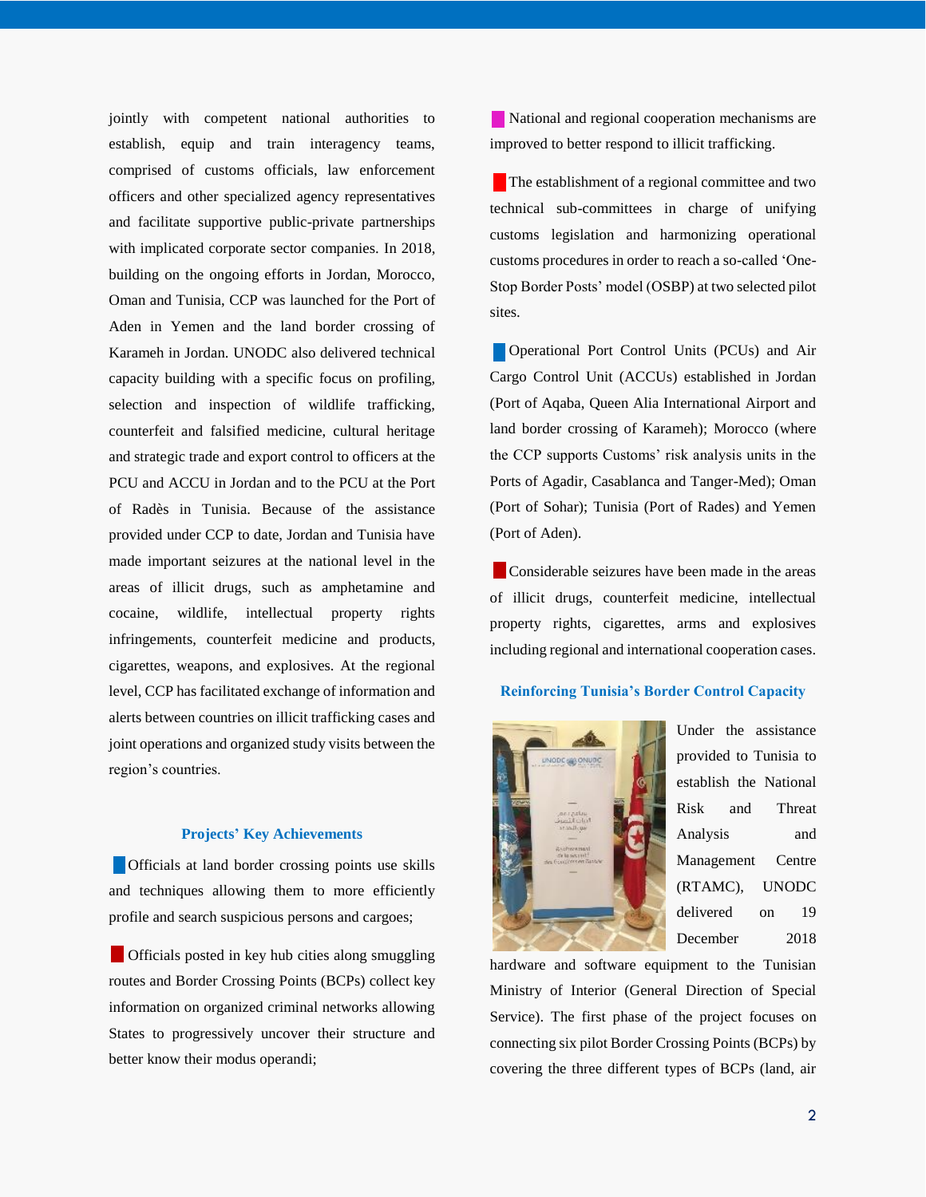jointly with competent national authorities to establish, equip and train interagency teams, comprised of customs officials, law enforcement officers and other specialized agency representatives and facilitate supportive public-private partnerships with implicated corporate sector companies. In 2018, building on the ongoing efforts in Jordan, Morocco, Oman and Tunisia, CCP was launched for the Port of Aden in Yemen and the land border crossing of Karameh in Jordan. UNODC also delivered technical capacity building with a specific focus on profiling, selection and inspection of wildlife trafficking, counterfeit and falsified medicine, cultural heritage and strategic trade and export control to officers at the PCU and ACCU in Jordan and to the PCU at the Port of Radès in Tunisia. Because of the assistance provided under CCP to date, Jordan and Tunisia have made important seizures at the national level in the areas of illicit drugs, such as amphetamine and cocaine, wildlife, intellectual property rights infringements, counterfeit medicine and products, cigarettes, weapons, and explosives. At the regional level, CCP has facilitated exchange of information and alerts between countries on illicit trafficking cases and joint operations and organized study visits between the region's countries.

### Projects' Key Achievements

- Officials at land border crossing points use skills and techniques allowing them to more efficiently profile and search suspicious persons and cargoes;

- Officials posted in key hub cities along smuggling routes and Border Crossing Points (BCPs) collect key information on organized criminal networks allowing States to progressively uncover their structure and better know their modus operandi;

- National and regional cooperation mechanisms are improved to better respond to illicit trafficking.

- The establishment of a regional committee and two technical sub-committees in charge of unifying customs legislation and harmonizing operational customs procedures in order to reach a so-called 'One-Stop Border Posts' model (OSBP) at two selected pilot sites.

- Operational Port Control Units (PCUs) and Air Cargo Control Unit (ACCUs) established in Jordan (Port of Aqaba, Queen Alia International Airport and land border crossing of Karameh); Morocco (where the CCP supports Customs' risk analysis units in the Ports of Agadir, Casablanca and Tanger-Med); Oman (Port of Sohar); Tunisia (Port of Rades) and Yemen (Port of Aden).

- Considerable seizures have been made in the areas of illicit drugs, counterfeit medicine, intellectual property rights, cigarettes, arms and explosives including regional and international cooperation cases.

### Reinforcing Tunisia's Border Control Capacity

Under the assistance provided to Tunisia to establish the National Risk and Threat Analysis and Management Centre (RTAMC), UNODC delivered on 19 December 2018 hardware and software equipment to the Tunisian Ministry of Interior (General Direction of Special Service). The first phase of the project focuses on connecting six pilot Border Crossing Points (BCPs) by covering the three different types of BCPs (land, air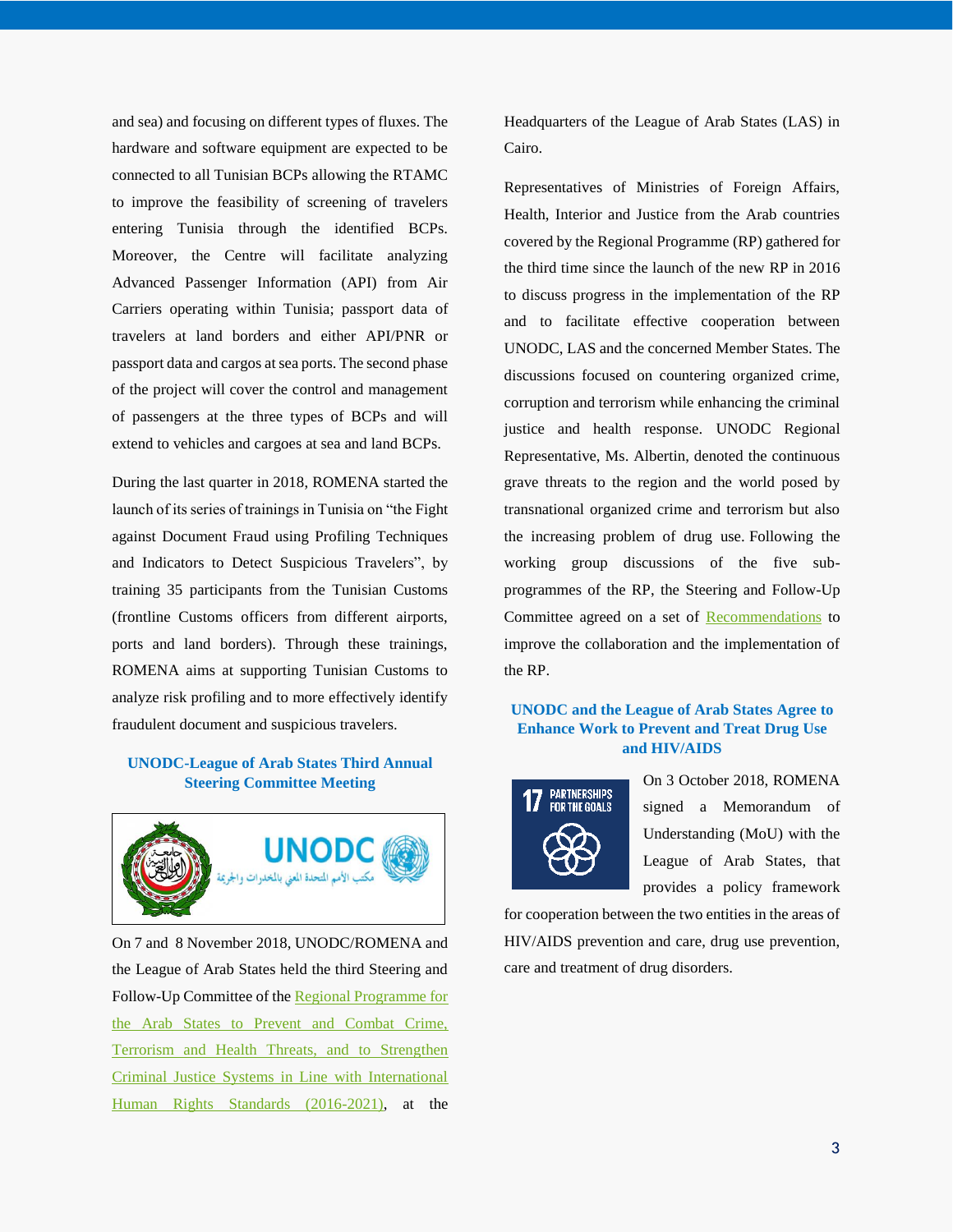and sea) and focusing on different types of fluxes. The hardware and software equipment are expected to be connected to all Tunisian BCPs allowing the RTAMC to improve the feasibility of screening of travelers entering Tunisia through the identified BCPs. Moreover, the Centre will facilitate analyzing Advanced Passenger Information (API) from Air Carriers operating within Tunisia; passport data of travelers at land borders and either API/PNR or passport data and cargos at sea ports. The second phase of the project will cover the control and management of passengers at the three types of BCPs and will extend to vehicles and cargoes at sea and land BCPs.

During the last quarter in 2018, ROMENA started the launch of its series of trainings in Tunisia on “the Fight against Document Fraud using Profiling Techniques and Indicators to Detect Suspicious Travelers”, by training 35 participants from the Tunisian Customs (frontline Customs officers from different airports, ports and land borders). Through these trainings, ROMENA aims at supporting Tunisian Customs to analyze risk profiling and to more effectively identify fraudulent document and suspicious travelers.

### UNODC-League of Arab States Third Annual Steering Committee Meeting

On 7 and 8 November 2018, UNODC/ROMENA and the League of Arab States held the third Steering and Follow-Up Committee of the Regional Programme for the Arab States to Prevent and Combat Crime, Terrorism and Health Threats, and to Strengthen Criminal Justice Systems in Line with International Human Rights Standards (2016-2021), at the Headquarters of the League of Arab States (LAS) in Cairo.

Representatives of Ministries of Foreign Affairs, Health, Interior and Justice from the Arab countries covered by the Regional Programme (RP) gathered for the third time since the launch of the new RP in 2016 to discuss progress in the implementation of the RP and to facilitate effective cooperation between UNODC, LAS and the concerned Member States. The discussions focused on countering organized crime, corruption and terrorism while enhancing the criminal justice and health response. UNODC Regional Representative, Ms. Albertin, denoted the continuous grave threats to the region and the world posed by transnational organized crime and terrorism but also the increasing problem of drug use. Following the working group discussions of the five sub-programmes of the RP, the Steering and Follow-Up Committee agreed on a set of Recommendations to improve the collaboration and the implementation of the RP.

### UNODC and the League of Arab States Agree to Enhance Work to Prevent and Treat Drug Use and HIV/AIDS

On 3 October 2018, ROMENA signed a Memorandum of Understanding (MoU) with the League of Arab States, that provides a policy framework for cooperation between the two entities in the areas of HIV/AIDS prevention and care, drug use prevention, care and treatment of drug disorders.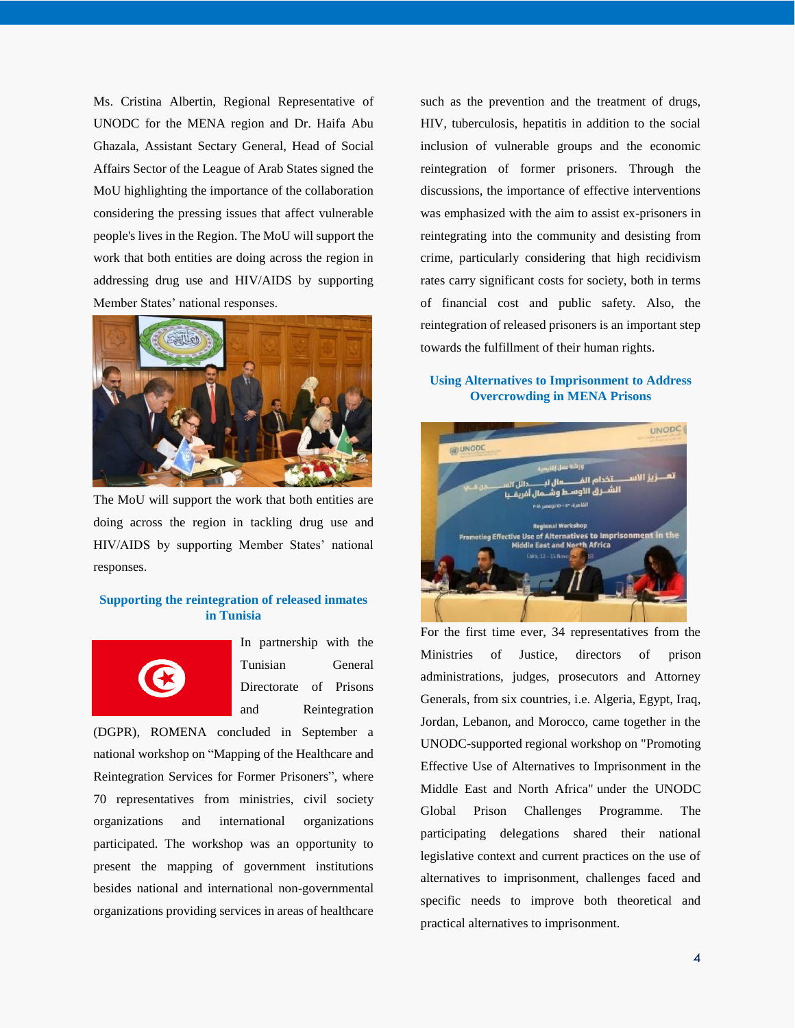Ms. Cristina Albertin, Regional Representative of UNODC for the MENA region and Dr. Haifa Abu Ghazala, Assistant Sectary General, Head of Social Affairs Sector of the League of Arab States signed the MoU highlighting the importance of the collaboration considering the pressing issues that affect vulnerable people's lives in the Region. The MoU will support the work that both entities are doing across the region in addressing drug use and HIV/AIDS by supporting Member States' national responses.

The MoU will support the work that both entities are doing across the region in tackling drug use and HIV/AIDS by supporting Member States' national responses.

### Supporting the reintegration of released inmates in Tunisia

In partnership with the Tunisian General Directorate of Prisons and Reintegration (DGPR), ROMENA concluded in September a national workshop on "Mapping of the Healthcare and Reintegration Services for Former Prisoners", where 70 representatives from ministries, civil society organizations and international organizations participated. The workshop was an opportunity to present the mapping of government institutions besides national and international non-governmental organizations providing services in areas of healthcare such as the prevention and the treatment of drugs, HIV, tuberculosis, hepatitis in addition to the social inclusion of vulnerable groups and the economic reintegration of former prisoners. Through the discussions, the importance of effective interventions was emphasized with the aim to assist ex-prisoners in reintegrating into the community and desisting from crime, particularly considering that high recidivism rates carry significant costs for society, both in terms of financial cost and public safety. Also, the reintegration of released prisoners is an important step towards the fulfillment of their human rights.

### Using Alternatives to Imprisonment to Address Overcrowding in MENA Prisons

For the first time ever, 34 representatives from the Ministries of Justice, directors of prison administrations, judges, prosecutors and Attorney Generals, from six countries, i.e. Algeria, Egypt, Iraq, Jordan, Lebanon, and Morocco, came together in the UNODC-supported regional workshop on "Promoting Effective Use of Alternatives to Imprisonment in the Middle East and North Africa" under the UNODC Global Prison Challenges Programme. The participating delegations shared their national legislative context and current practices on the use of alternatives to imprisonment, challenges faced and specific needs to improve both theoretical and practical alternatives to imprisonment.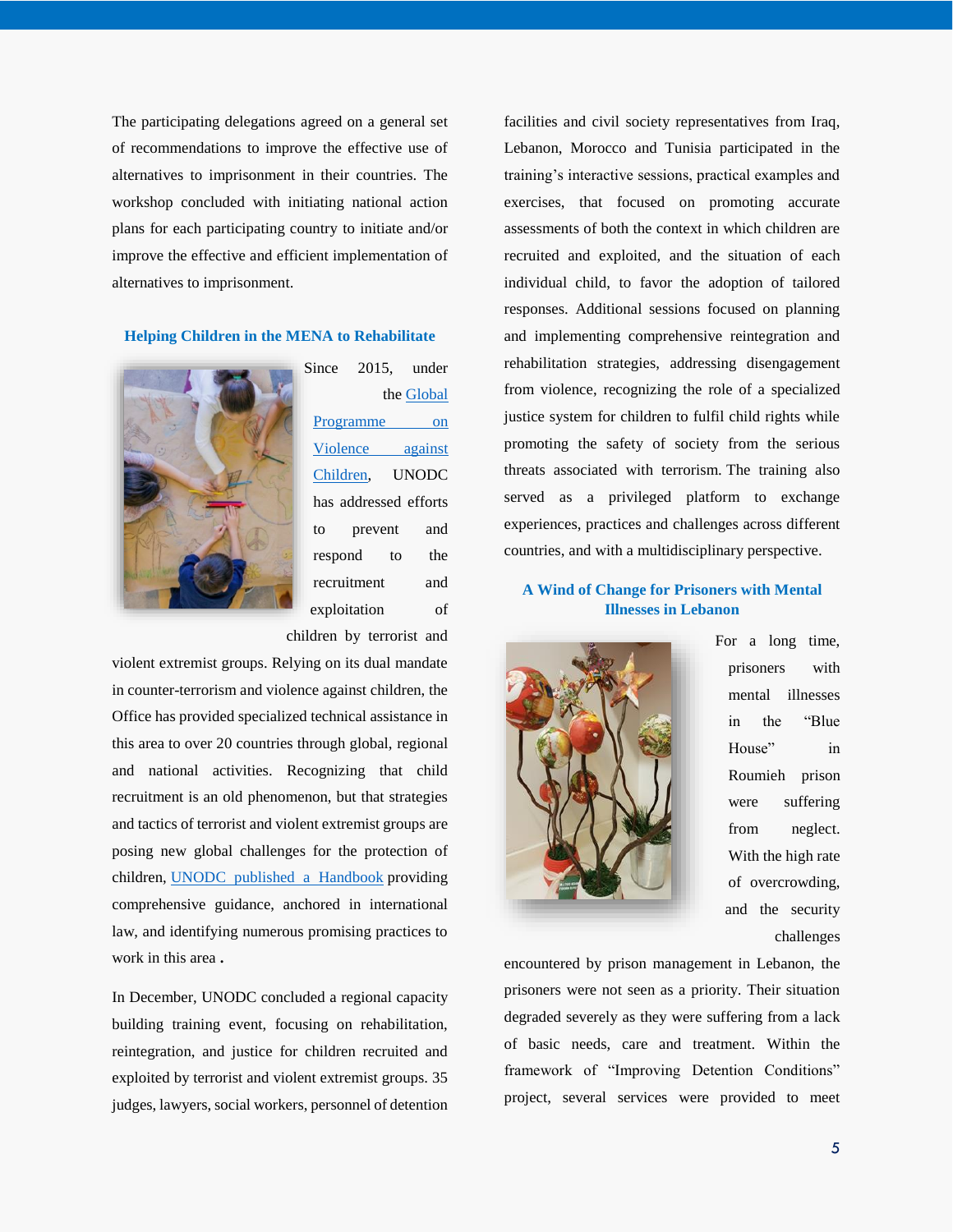The participating delegations agreed on a general set of recommendations to improve the effective use of alternatives to imprisonment in their countries. The workshop concluded with initiating national action plans for each participating country to initiate and/or improve the effective and efficient implementation of alternatives to imprisonment.

### Helping Children in the MENA to Rehabilitate

Since 2015, under the Global Programme on Violence against Children, UNODC has addressed efforts to prevent and respond to the recruitment and exploitation of children by terrorist and violent extremist groups. Relying on its dual mandate in counter-terrorism and violence against children, the Office has provided specialized technical assistance in this area to over 20 countries through global, regional and national activities. Recognizing that child recruitment is an old phenomenon, but that strategies and tactics of terrorist and violent extremist groups are posing new global challenges for the protection of children, UNODC published a Handbook providing comprehensive guidance, anchored in international law, and identifying numerous promising practices to work in this area **.**

In December, UNODC concluded a regional capacity building training event, focusing on rehabilitation, reintegration, and justice for children recruited and exploited by terrorist and violent extremist groups. 35 judges, lawyers, social workers, personnel of detention facilities and civil society representatives from Iraq, Lebanon, Morocco and Tunisia participated in the training's interactive sessions, practical examples and exercises, that focused on promoting accurate assessments of both the context in which children are recruited and exploited, and the situation of each individual child, to favor the adoption of tailored responses. Additional sessions focused on planning and implementing comprehensive reintegration and rehabilitation strategies, addressing disengagement from violence, recognizing the role of a specialized justice system for children to fulfil child rights while promoting the safety of society from the serious threats associated with terrorism. The training also served as a privileged platform to exchange experiences, practices and challenges across different countries, and with a multidisciplinary perspective.

### A Wind of Change for Prisoners with Mental Illnesses in Lebanon

For a long time, prisoners with mental illnesses in the "Blue House" in Roumieh prison were suffering from neglect. With the high rate of overcrowding, and the security challenges encountered by prison management in Lebanon, the prisoners were not seen as a priority. Their situation degraded severely as they were suffering from a lack of basic needs, care and treatment. Within the framework of "Improving Detention Conditions" project, several services were provided to meet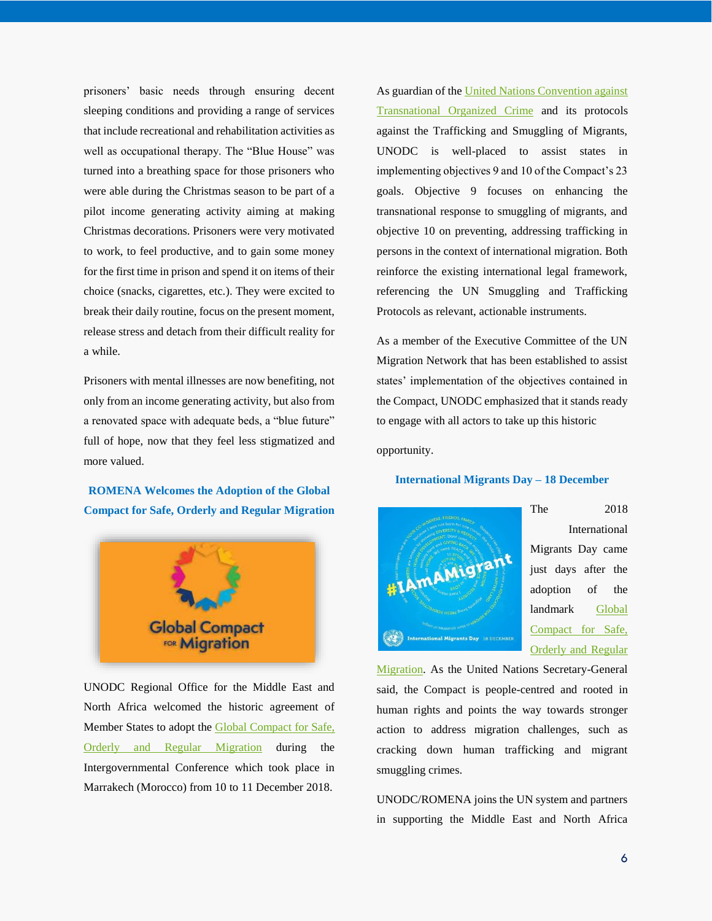prisoners' basic needs through ensuring decent sleeping conditions and providing a range of services that include recreational and rehabilitation activities as well as occupational therapy. The "Blue House" was turned into a breathing space for those prisoners who were able during the Christmas season to be part of a pilot income generating activity aiming at making Christmas decorations. Prisoners were very motivated to work, to feel productive, and to gain some money for the first time in prison and spend it on items of their choice (snacks, cigarettes, etc.). They were excited to break their daily routine, focus on the present moment, release stress and detach from their difficult reality for a while.

Prisoners with mental illnesses are now benefiting, not only from an income generating activity, but also from a renovated space with adequate beds, a "blue future" full of hope, now that they feel less stigmatized and more valued.

### ROMENA Welcomes the Adoption of the Global Compact for Safe, Orderly and Regular Migration

UNODC Regional Office for the Middle East and North Africa welcomed the historic agreement of Member States to adopt the Global Compact for Safe, Orderly and Regular Migration during the Intergovernmental Conference which took place in Marrakech (Morocco) from 10 to 11 December 2018.

As guardian of the United Nations Convention against Transnational Organized Crime and its protocols against the Trafficking and Smuggling of Migrants, UNODC is well-placed to assist states in implementing objectives 9 and 10 of the Compact's 23 goals. Objective 9 focuses on enhancing the transnational response to smuggling of migrants, and objective 10 on preventing, addressing trafficking in persons in the context of international migration. Both reinforce the existing international legal framework, referencing the UN Smuggling and Trafficking Protocols as relevant, actionable instruments.

As a member of the Executive Committee of the UN Migration Network that has been established to assist states' implementation of the objectives contained in the Compact, UNODC emphasized that it stands ready to engage with all actors to take up this historic opportunity.

### International Migrants Day – 18 December

The 2018 International Migrants Day came just days after the adoption of the landmark Global Compact for Safe, Orderly and Regular Migration. As the United Nations Secretary-General said, the Compact is people-centred and rooted in human rights and points the way towards stronger action to address migration challenges, such as cracking down human trafficking and migrant smuggling crimes.

UNODC/ROMENA joins the UN system and partners in supporting the Middle East and North Africa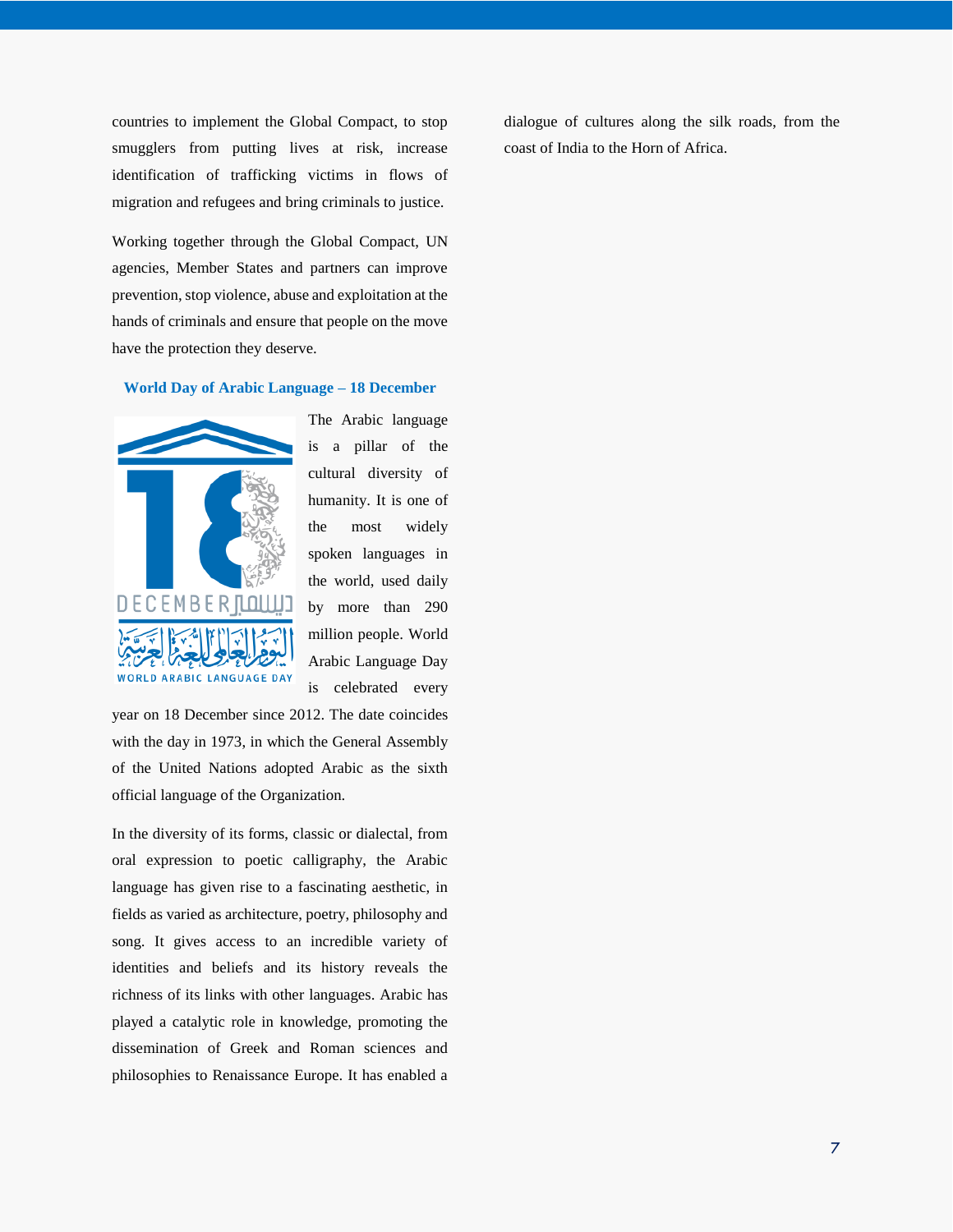countries to implement the Global Compact, to stop smugglers from putting lives at risk, increase identification of trafficking victims in flows of migration and refugees and bring criminals to justice.

Working together through the Global Compact, UN agencies, Member States and partners can improve prevention, stop violence, abuse and exploitation at the hands of criminals and ensure that people on the move have the protection they deserve.

### World Day of Arabic Language – 18 December

The Arabic language is a pillar of the cultural diversity of humanity. It is one of the most widely spoken languages in the world, used daily by more than 290 million people. World Arabic Language Day is celebrated every year on 18 December since 2012. The date coincides with the day in 1973, in which the General Assembly of the United Nations adopted Arabic as the sixth official language of the Organization.

In the diversity of its forms, classic or dialectal, from oral expression to poetic calligraphy, the Arabic language has given rise to a fascinating aesthetic, in fields as varied as architecture, poetry, philosophy and song. It gives access to an incredible variety of identities and beliefs and its history reveals the richness of its links with other languages. Arabic has played a catalytic role in knowledge, promoting the dissemination of Greek and Roman sciences and philosophies to Renaissance Europe. It has enabled a dialogue of cultures along the silk roads, from the coast of India to the Horn of Africa.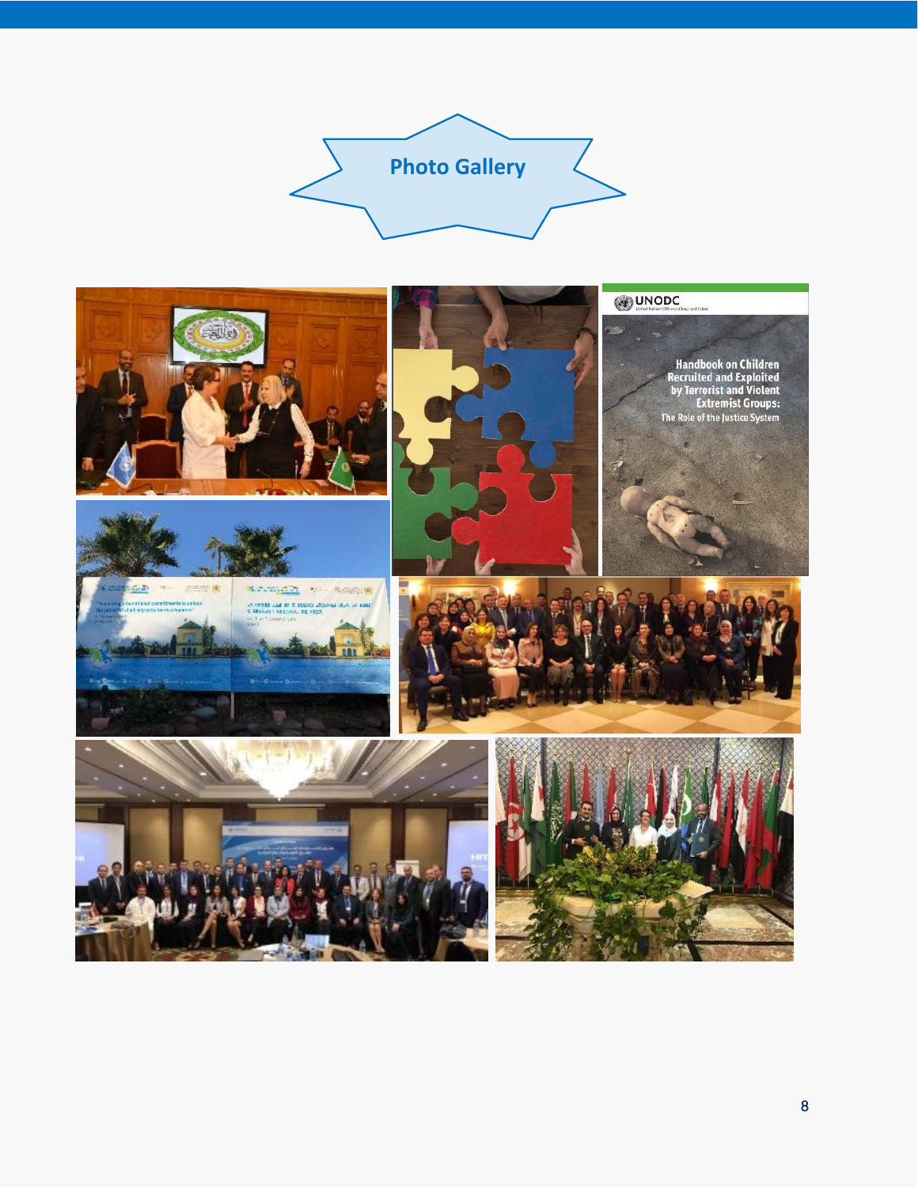# Photo Gallery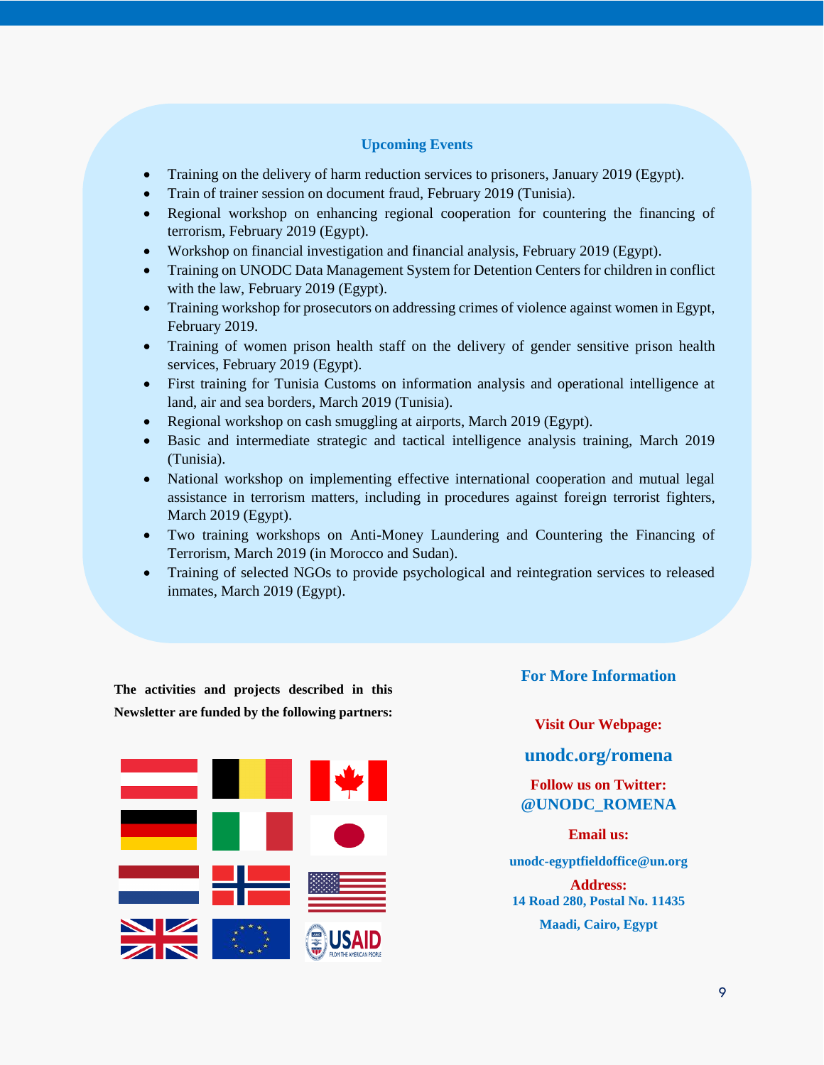## Upcoming Events

- Training on the delivery of harm reduction services to prisoners, January 2019 (Egypt).
- Train of trainer session on document fraud, February 2019 (Tunisia).
- Regional workshop on enhancing regional cooperation for countering the financing of terrorism, February 2019 (Egypt).
- Workshop on financial investigation and financial analysis, February 2019 (Egypt).
- Training on UNODC Data Management System for Detention Centers for children in conflict with the law, February 2019 (Egypt).
- Training workshop for prosecutors on addressing crimes of violence against women in Egypt, February 2019.
- Training of women prison health staff on the delivery of gender sensitive prison health services, February 2019 (Egypt).
- First training for Tunisia Customs on information analysis and operational intelligence at land, air and sea borders, March 2019 (Tunisia).
- Regional workshop on cash smuggling at airports, March 2019 (Egypt).
- Basic and intermediate strategic and tactical intelligence analysis training, March 2019 (Tunisia).
- National workshop on implementing effective international cooperation and mutual legal assistance in terrorism matters, including in procedures against foreign terrorist fighters, March 2019 (Egypt).
- Two training workshops on Anti-Money Laundering and Countering the Financing of Terrorism, March 2019 (in Morocco and Sudan).
- Training of selected NGOs to provide psychological and reintegration services to released inmates, March 2019 (Egypt).

**The activities and projects described in this Newsletter are funded by the following partners:**

## For More Information

**Visit Our Webpage:**

**unodc.org/romena**

**Follow us on Twitter:**
**@UNODC_ROMENA**

**Email us:**

**unodc-egyptfieldoffice@un.org**

**Address:**
**14 Road 280, Postal No. 11435**

**Maadi, Cairo, Egypt**